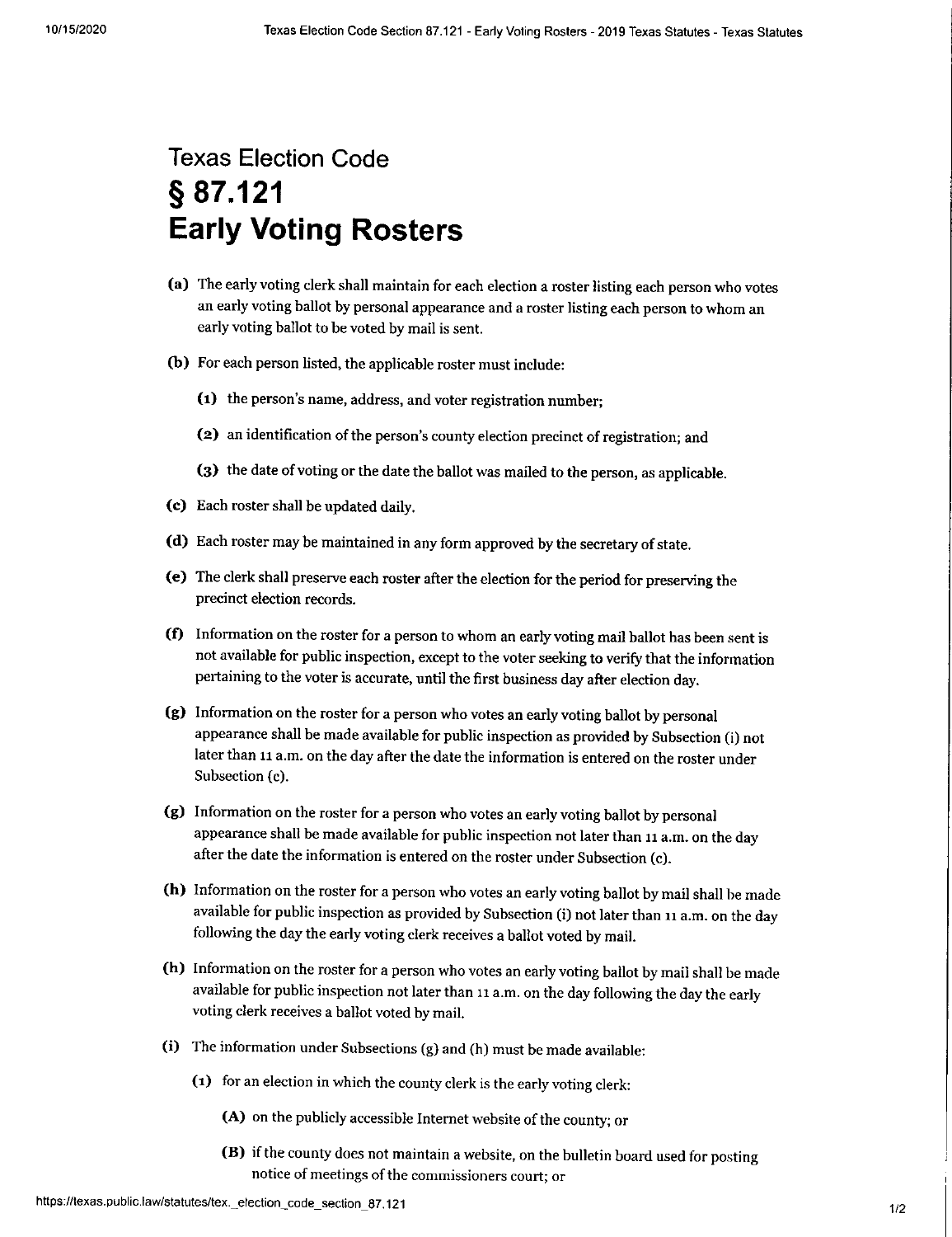# Texas Election Code
# § 87.121
# Early Voting Rosters

**(a)** The early voting clerk shall maintain for each election a roster listing each person who votes an early voting ballot by personal appearance and a roster listing each person to whom an early voting ballot to be voted by mail is sent.

**(b)** For each person listed, the applicable roster must include:

- **(1)** the person's name, address, and voter registration number;
- **(2)** an identification of the person's county election precinct of registration; and
- **(3)** the date of voting or the date the ballot was mailed to the person, as applicable.

**(c)** Each roster shall be updated daily.

**(d)** Each roster may be maintained in any form approved by the secretary of state.

**(e)** The clerk shall preserve each roster after the election for the period for preserving the precinct election records.

**(f)** Information on the roster for a person to whom an early voting mail ballot has been sent is not available for public inspection, except to the voter seeking to verify that the information pertaining to the voter is accurate, until the first business day after election day.

**(g)** Information on the roster for a person who votes an early voting ballot by personal appearance shall be made available for public inspection as provided by Subsection (i) not later than 11 a.m. on the day after the date the information is entered on the roster under Subsection (c).

**(g)** Information on the roster for a person who votes an early voting ballot by personal appearance shall be made available for public inspection not later than 11 a.m. on the day after the date the information is entered on the roster under Subsection (c).

**(h)** Information on the roster for a person who votes an early voting ballot by mail shall be made available for public inspection as provided by Subsection (i) not later than 11 a.m. on the day following the day the early voting clerk receives a ballot voted by mail.

**(h)** Information on the roster for a person who votes an early voting ballot by mail shall be made available for public inspection not later than 11 a.m. on the day following the day the early voting clerk receives a ballot voted by mail.

**(i)** The information under Subsections (g) and (h) must be made available:

- **(1)** for an election in which the county clerk is the early voting clerk:
  - **(A)** on the publicly accessible Internet website of the county; or
  - **(B)** if the county does not maintain a website, on the bulletin board used for posting notice of meetings of the commissioners court; or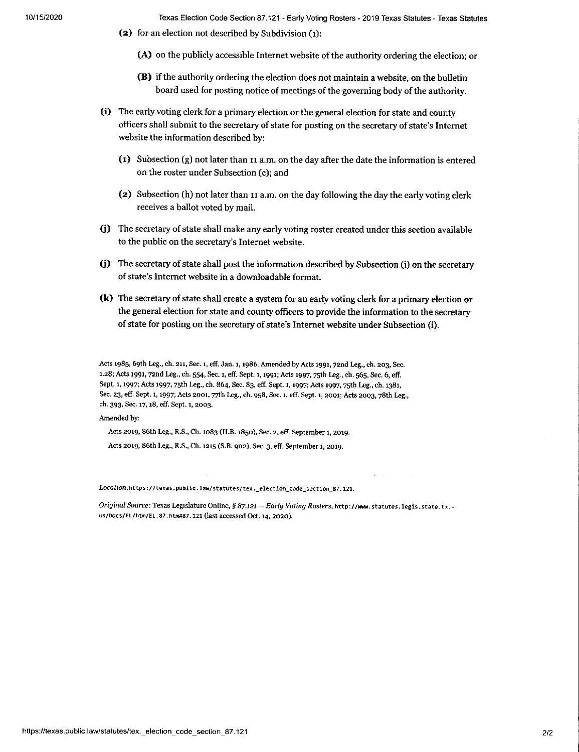**(2)** for an election not described by Subdivision (1):

**(A)** on the publicly accessible Internet website of the authority ordering the election; or

**(B)** if the authority ordering the election does not maintain a website, on the bulletin board used for posting notice of meetings of the governing body of the authority.

**(i)** The early voting clerk for a primary election or the general election for state and county officers shall submit to the secretary of state for posting on the secretary of state's Internet website the information described by:

**(1)** Subsection (g) not later than 11 a.m. on the day after the date the information is entered on the roster under Subsection (c); and

**(2)** Subsection (h) not later than 11 a.m. on the day following the day the early voting clerk receives a ballot voted by mail.

**(j)** The secretary of state shall make any early voting roster created under this section available to the public on the secretary's Internet website.

**(j)** The secretary of state shall post the information described by Subsection (i) on the secretary of state's Internet website in a downloadable format.

**(k)** The secretary of state shall create a system for an early voting clerk for a primary election or the general election for state and county officers to provide the information to the secretary of state for posting on the secretary of state's Internet website under Subsection (i).

Acts 1985, 69th Leg., ch. 211, Sec. 1, eff. Jan. 1, 1986. Amended by Acts 1991, 72nd Leg., ch. 203, Sec. 1.28; Acts 1991, 72nd Leg., ch. 554, Sec. 1, eff. Sept. 1, 1991; Acts 1997, 75th Leg., ch. 565, Sec. 6, eff. Sept. 1, 1997; Acts 1997, 75th Leg., ch. 864, Sec. 83, eff. Sept. 1, 1997; Acts 1997, 75th Leg., ch. 1381, Sec. 23, eff. Sept. 1, 1997; Acts 2001, 77th Leg., ch. 958, Sec. 1, eff. Sept. 1, 2001; Acts 2003, 78th Leg., ch. 393, Sec. 17, 18, eff. Sept. 1, 2003.

Amended by:

Acts 2019, 86th Leg., R.S., Ch. 1083 (H.B. 1850), Sec. 2, eff. September 1, 2019.

Acts 2019, 86th Leg., R.S., Ch. 1215 (S.B. 902), Sec. 3, eff. September 1, 2019.

*Location:* https://texas.public.law/statutes/tex._election_code_section_87.121.

*Original Source:* Texas Legislature Online, *§ 87.121 — Early Voting Rosters*, http://www.statutes.legis.state.tx.us/Docs/EL/htm/EL.87.htm#87.121 (last accessed Oct. 14, 2020).